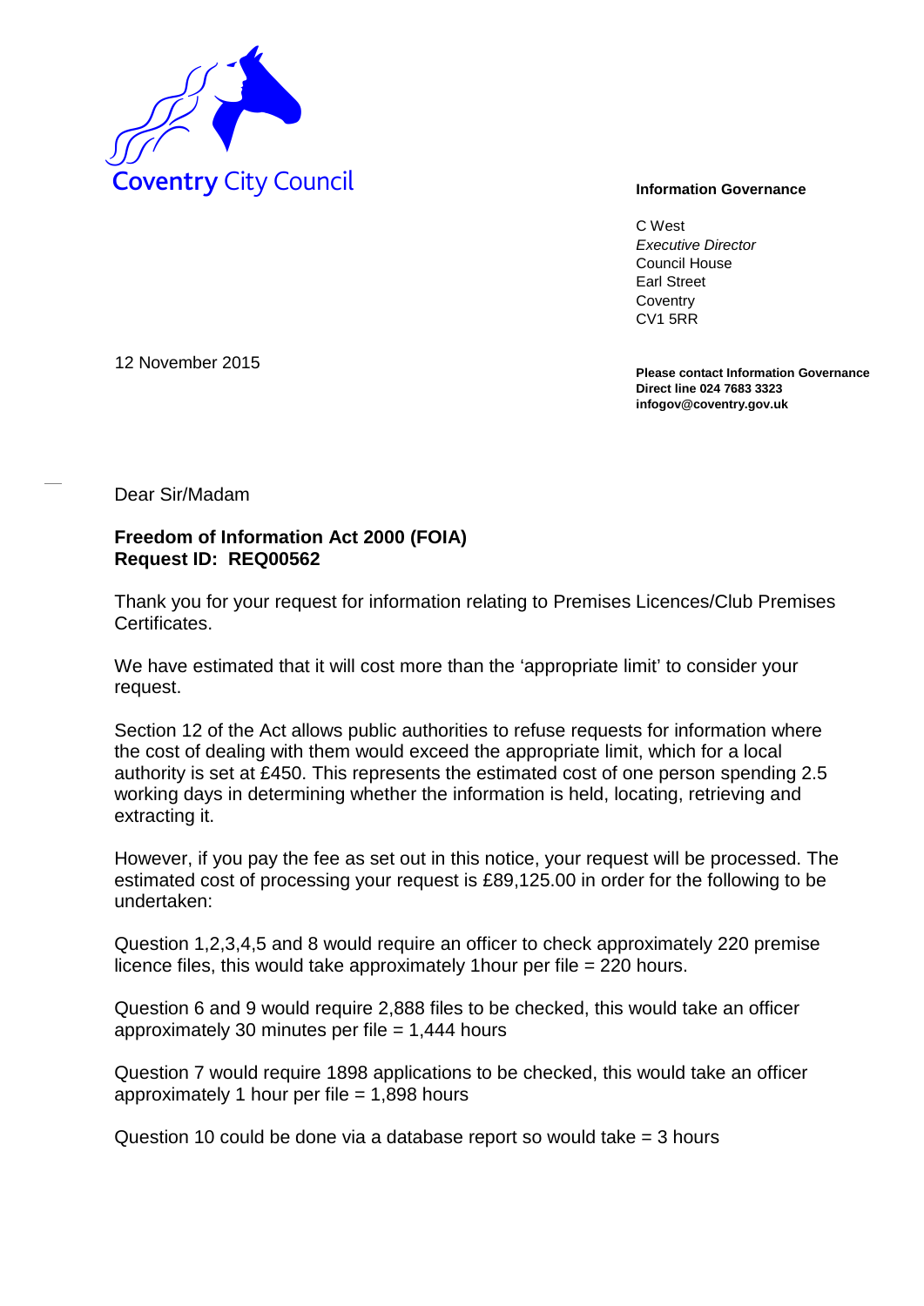Coventry City Council

**Information Governance**

C West
*Executive Director*
Council House
Earl Street
Coventry
CV1 5RR

**Please contact Information Governance**
**Direct line 024 7683 3323**
**infogov@coventry.gov.uk**

12 November 2015

Dear Sir/Madam

**Freedom of Information Act 2000 (FOIA)**
**Request ID: REQ00562**

Thank you for your request for information relating to Premises Licences/Club Premises Certificates.

We have estimated that it will cost more than the 'appropriate limit' to consider your request.

Section 12 of the Act allows public authorities to refuse requests for information where the cost of dealing with them would exceed the appropriate limit, which for a local authority is set at £450. This represents the estimated cost of one person spending 2.5 working days in determining whether the information is held, locating, retrieving and extracting it.

However, if you pay the fee as set out in this notice, your request will be processed. The estimated cost of processing your request is £89,125.00 in order for the following to be undertaken:

Question 1,2,3,4,5 and 8 would require an officer to check approximately 220 premise licence files, this would take approximately 1hour per file = 220 hours.

Question 6 and 9 would require 2,888 files to be checked, this would take an officer approximately 30 minutes per file = 1,444 hours

Question 7 would require 1898 applications to be checked, this would take an officer approximately 1 hour per file = 1,898 hours

Question 10 could be done via a database report so would take = 3 hours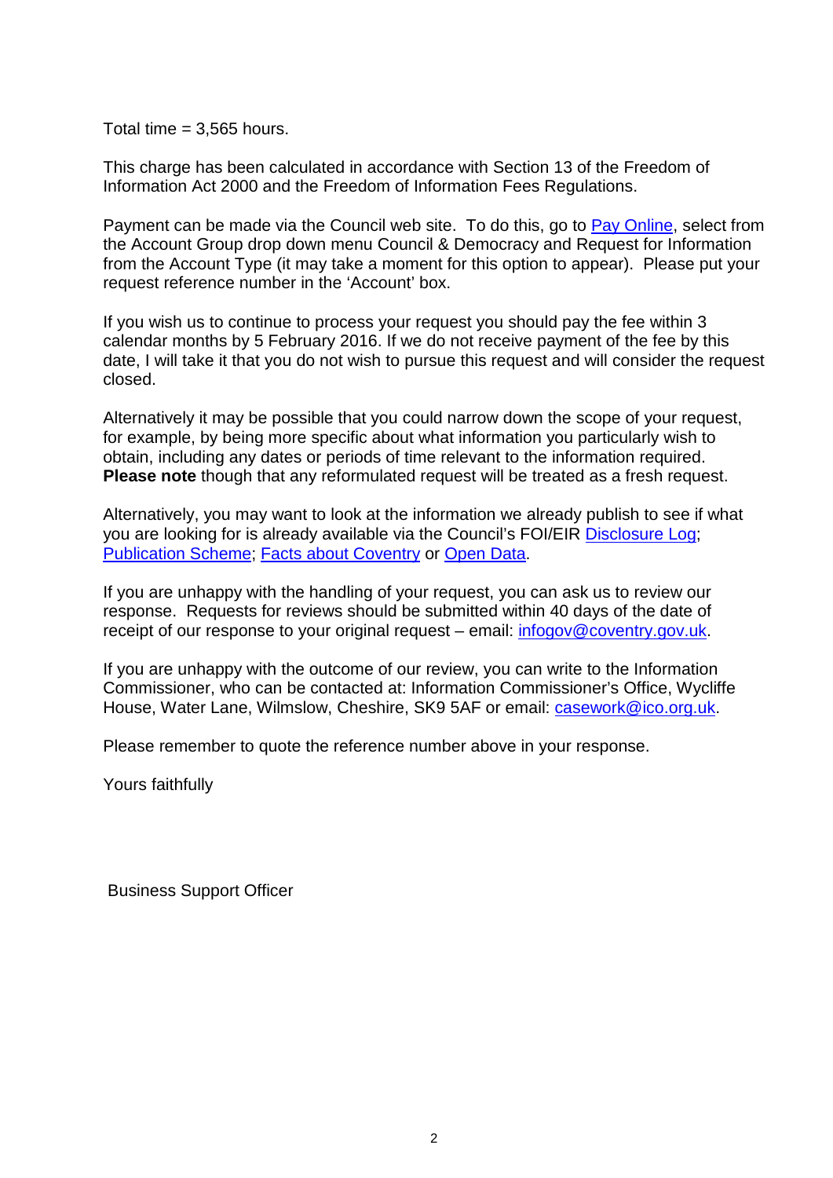Total time = 3,565 hours.

This charge has been calculated in accordance with Section 13 of the Freedom of Information Act 2000 and the Freedom of Information Fees Regulations.

Payment can be made via the Council web site. To do this, go to Pay Online, select from the Account Group drop down menu Council & Democracy and Request for Information from the Account Type (it may take a moment for this option to appear). Please put your request reference number in the 'Account' box.

If you wish us to continue to process your request you should pay the fee within 3 calendar months by 5 February 2016. If we do not receive payment of the fee by this date, I will take it that you do not wish to pursue this request and will consider the request closed.

Alternatively it may be possible that you could narrow down the scope of your request, for example, by being more specific about what information you particularly wish to obtain, including any dates or periods of time relevant to the information required. **Please note** though that any reformulated request will be treated as a fresh request.

Alternatively, you may want to look at the information we already publish to see if what you are looking for is already available via the Council's FOI/EIR Disclosure Log; Publication Scheme; Facts about Coventry or Open Data.

If you are unhappy with the handling of your request, you can ask us to review our response. Requests for reviews should be submitted within 40 days of the date of receipt of our response to your original request – email: infogov@coventry.gov.uk.

If you are unhappy with the outcome of our review, you can write to the Information Commissioner, who can be contacted at: Information Commissioner's Office, Wycliffe House, Water Lane, Wilmslow, Cheshire, SK9 5AF or email: casework@ico.org.uk.

Please remember to quote the reference number above in your response.

Yours faithfully

Business Support Officer